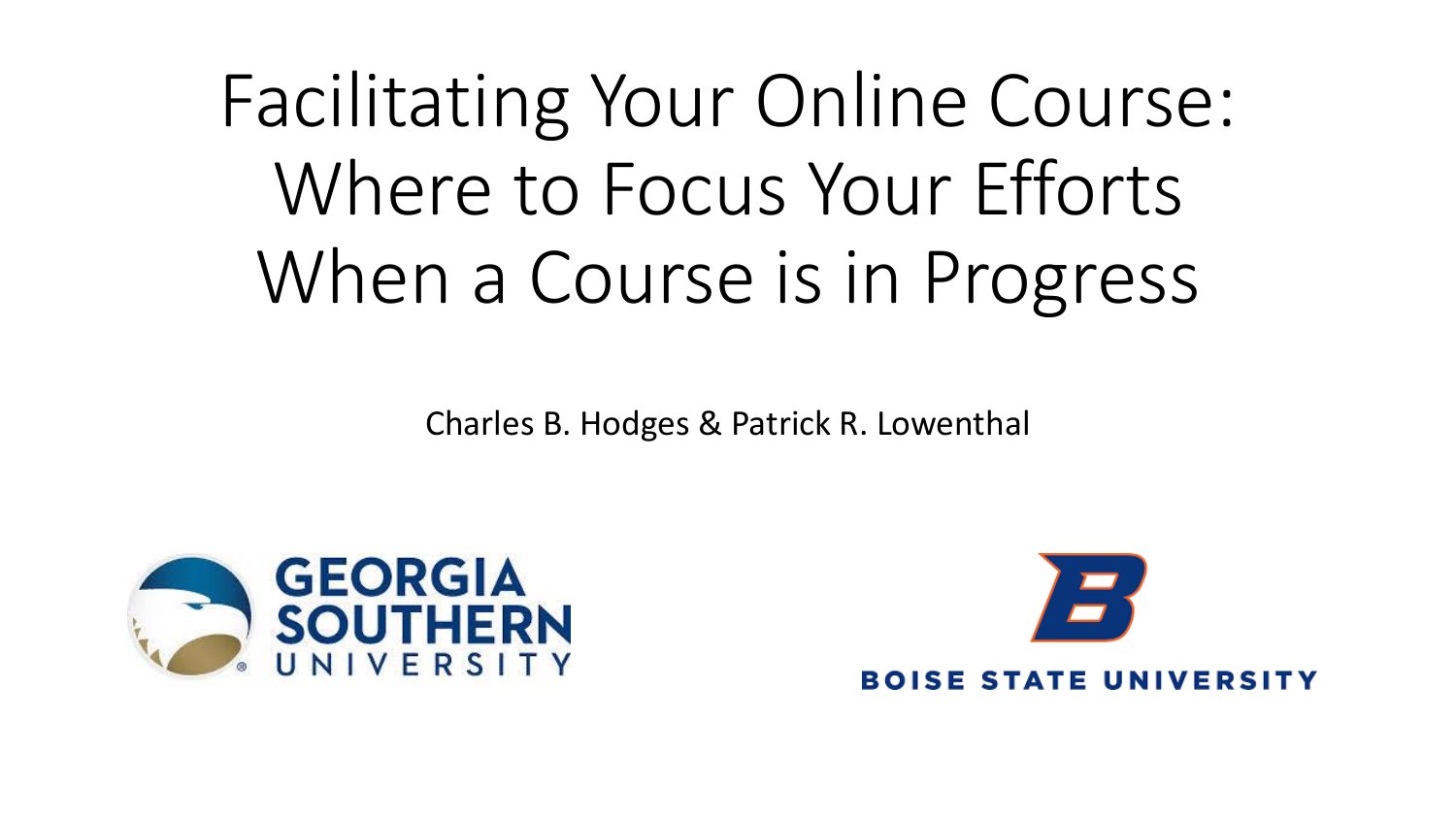# Facilitating Your Online Course: Where to Focus Your Efforts When a Course is in Progress

Charles B. Hodges & Patrick R. Lowenthal

GEORGIA SOUTHERN UNIVERSITY

BOISE STATE UNIVERSITY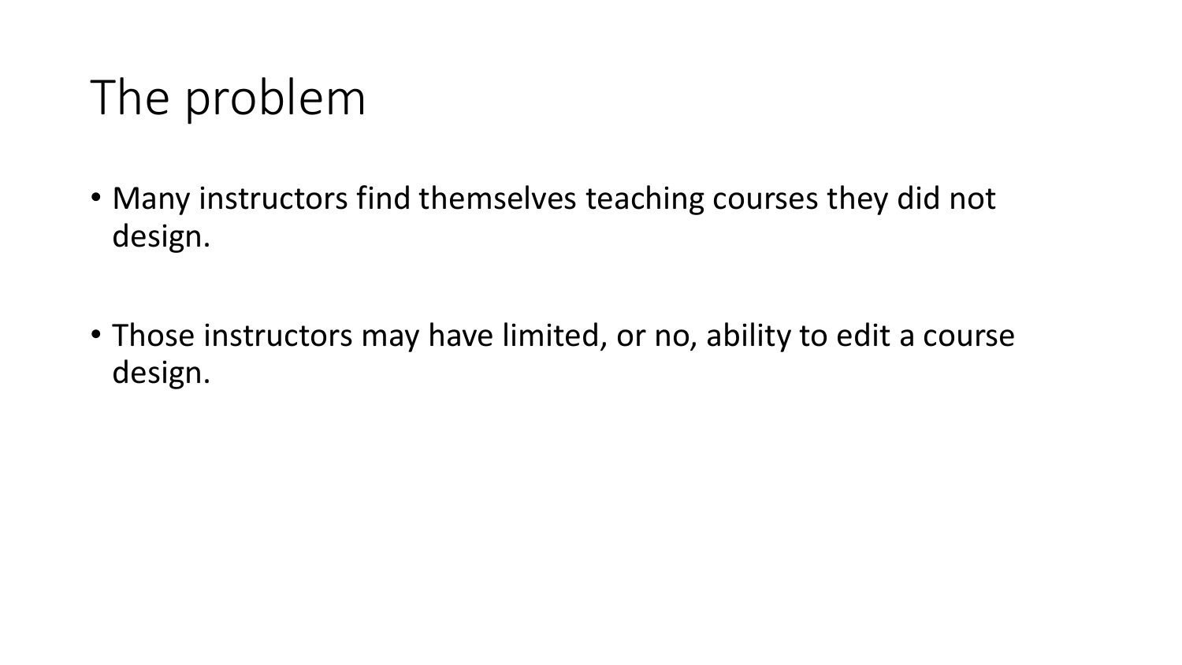# The problem

- Many instructors find themselves teaching courses they did not design.
- Those instructors may have limited, or no, ability to edit a course design.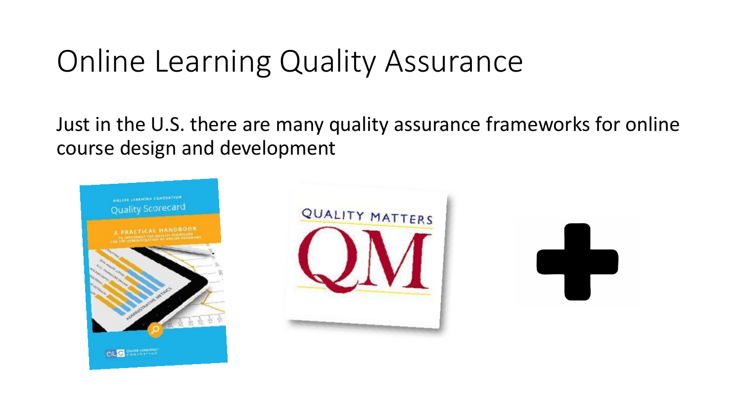# Online Learning Quality Assurance

Just in the U.S. there are many quality assurance frameworks for online course design and development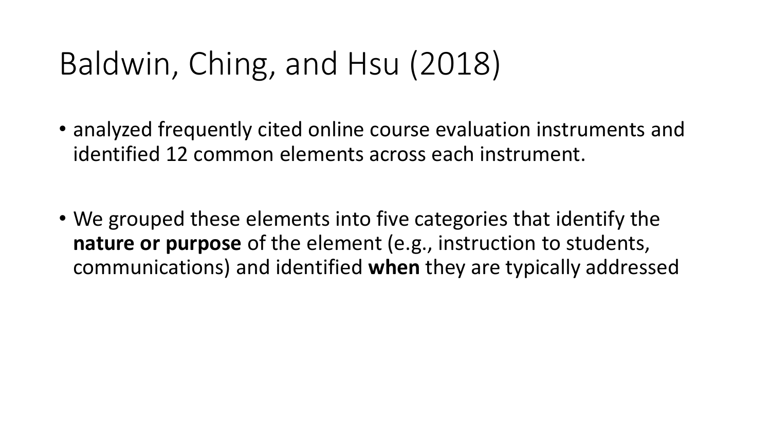# Baldwin, Ching, and Hsu (2018)

- analyzed frequently cited online course evaluation instruments and identified 12 common elements across each instrument.

- We grouped these elements into five categories that identify the **nature or purpose** of the element (e.g., instruction to students, communications) and identified **when** they are typically addressed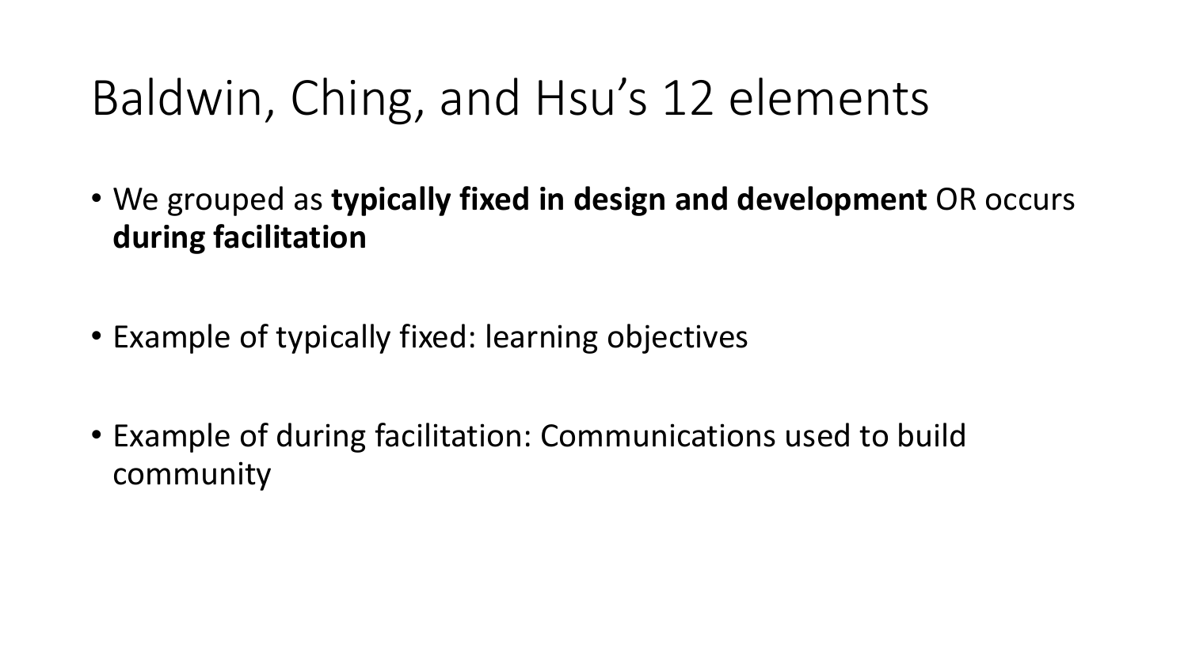# Baldwin, Ching, and Hsu's 12 elements

- We grouped as **typically fixed in design and development** OR occurs **during facilitation**

- Example of typically fixed: learning objectives

- Example of during facilitation: Communications used to build community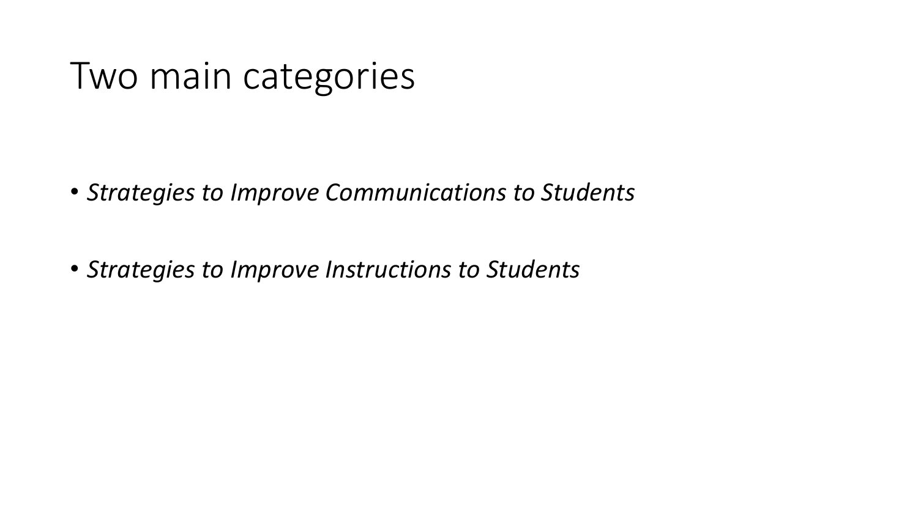# Two main categories

- *Strategies to Improve Communications to Students*
- *Strategies to Improve Instructions to Students*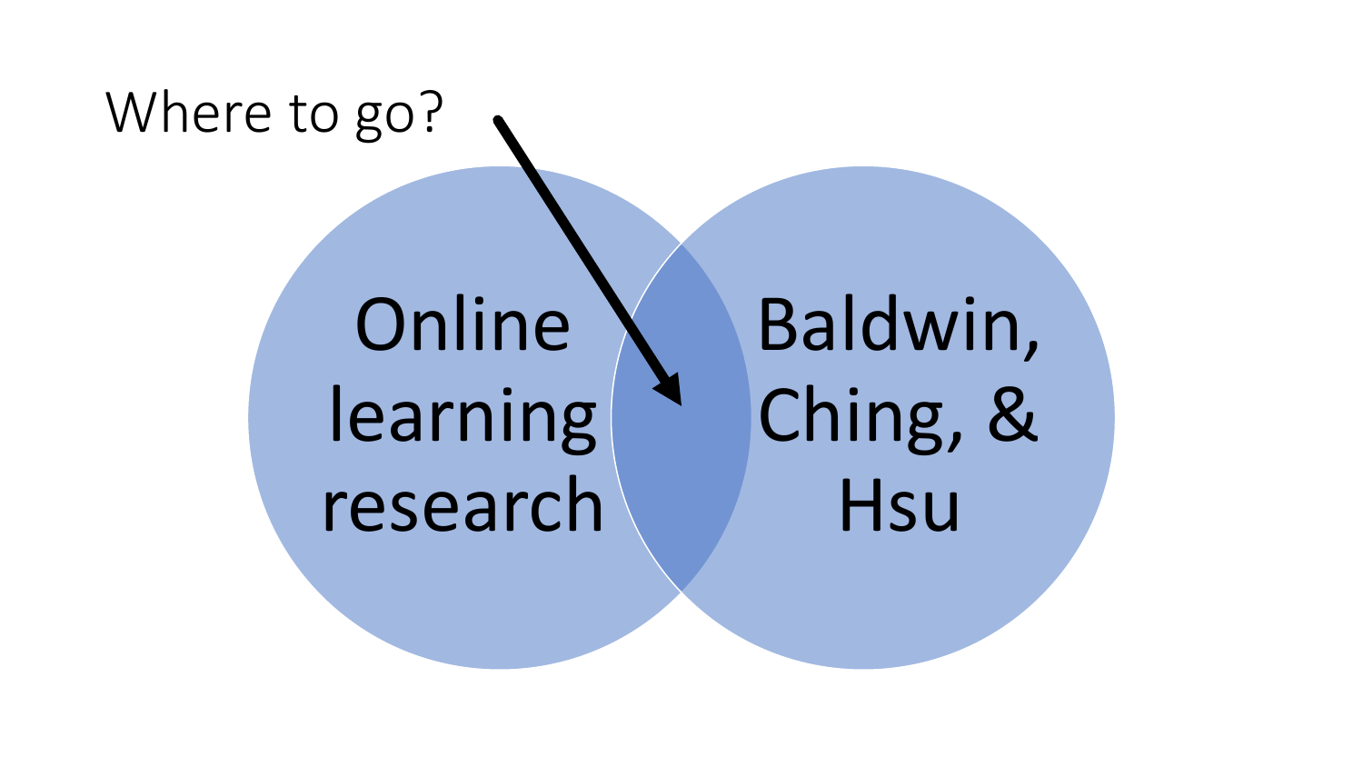Where to go?

Online learning research

Baldwin, Ching, & Hsu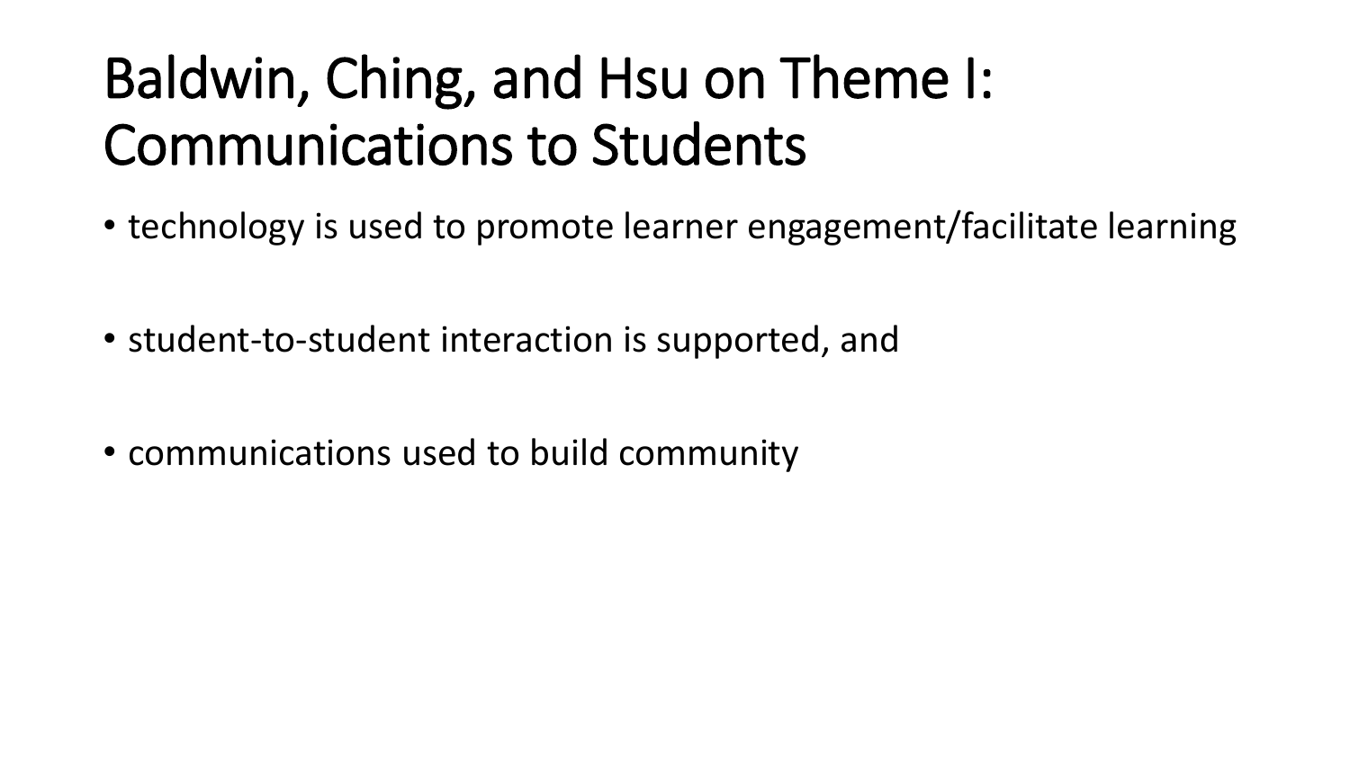# Baldwin, Ching, and Hsu on Theme I: Communications to Students

- technology is used to promote learner engagement/facilitate learning
- student-to-student interaction is supported, and
- communications used to build community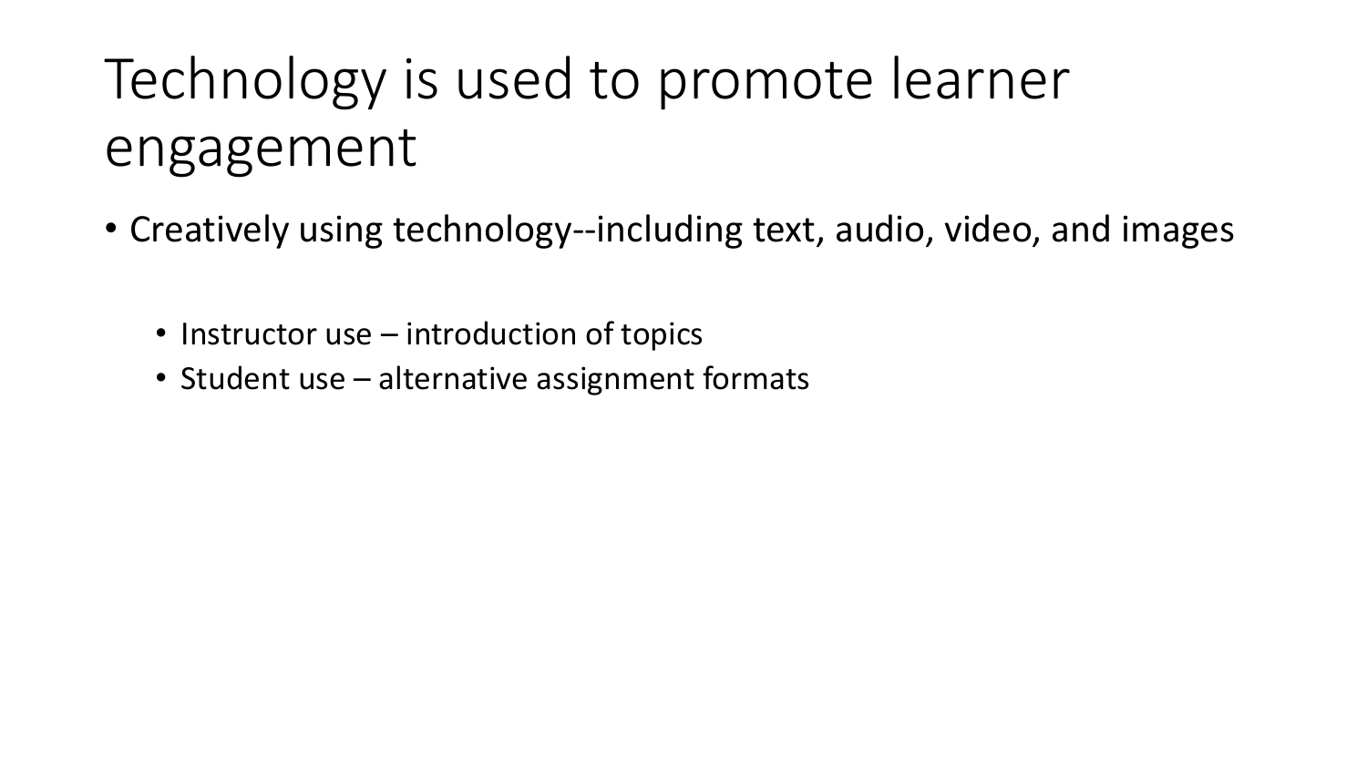# Technology is used to promote learner engagement

- Creatively using technology--including text, audio, video, and images
  - Instructor use – introduction of topics
  - Student use – alternative assignment formats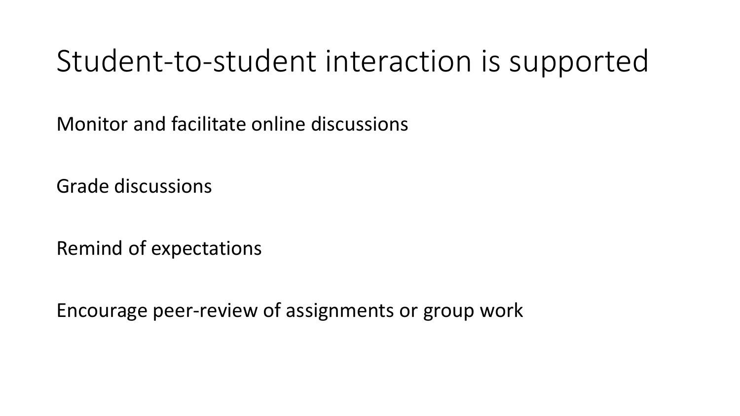# Student-to-student interaction is supported

Monitor and facilitate online discussions

Grade discussions

Remind of expectations

Encourage peer-review of assignments or group work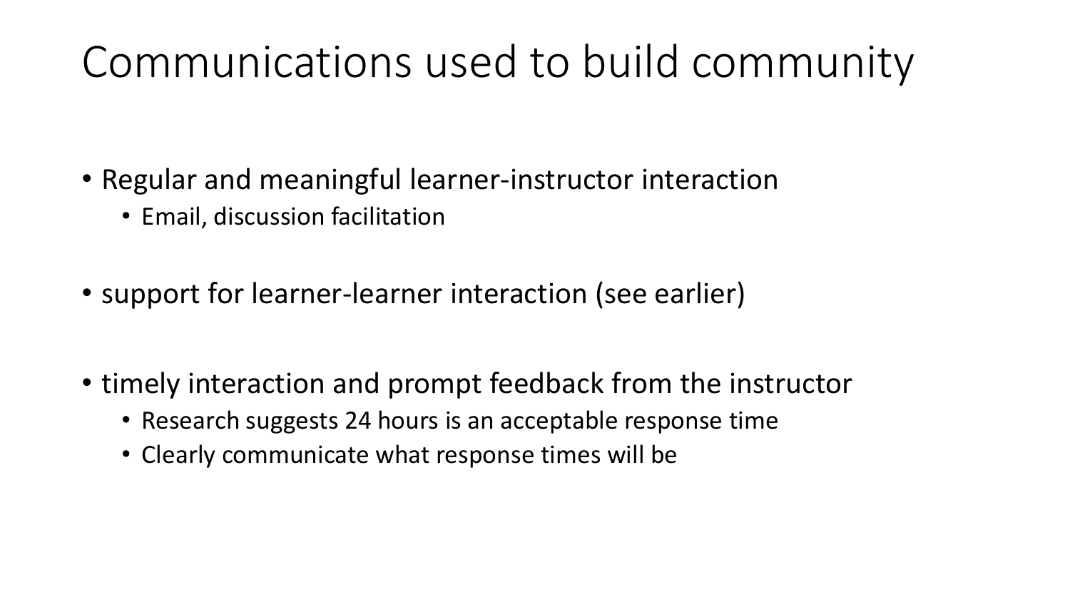# Communications used to build community

- Regular and meaningful learner-instructor interaction
  - Email, discussion facilitation

- support for learner-learner interaction (see earlier)

- timely interaction and prompt feedback from the instructor
  - Research suggests 24 hours is an acceptable response time
  - Clearly communicate what response times will be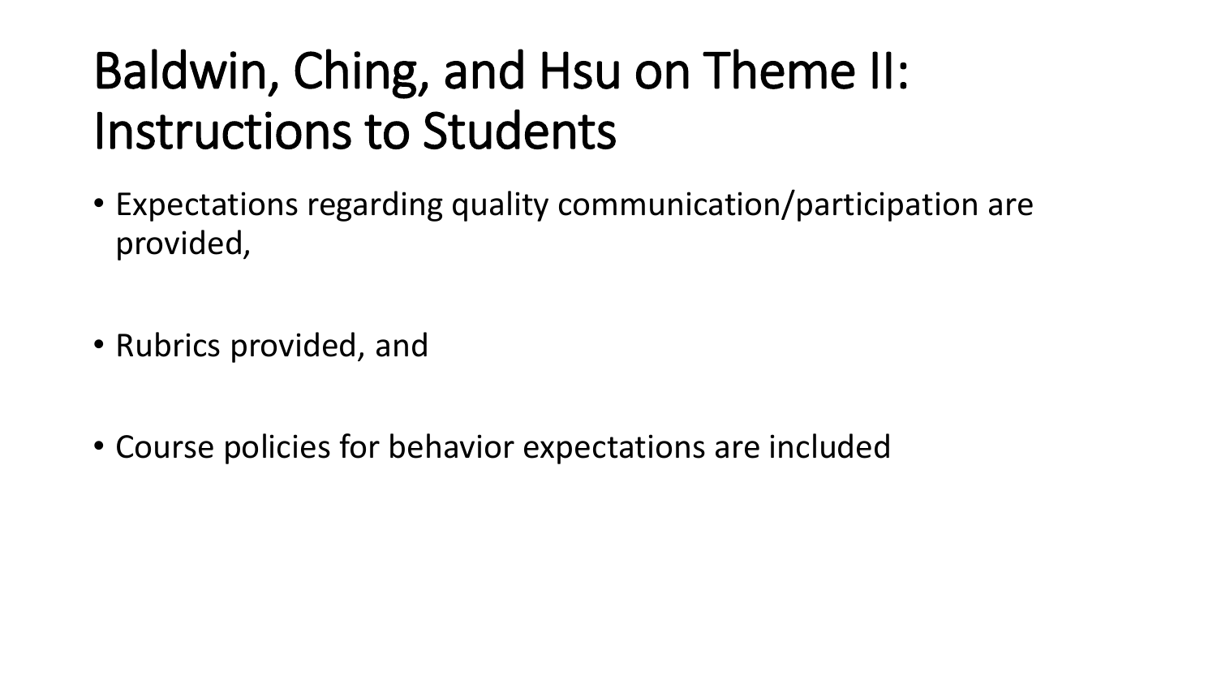# Baldwin, Ching, and Hsu on Theme II: Instructions to Students

- Expectations regarding quality communication/participation are provided,
- Rubrics provided, and
- Course policies for behavior expectations are included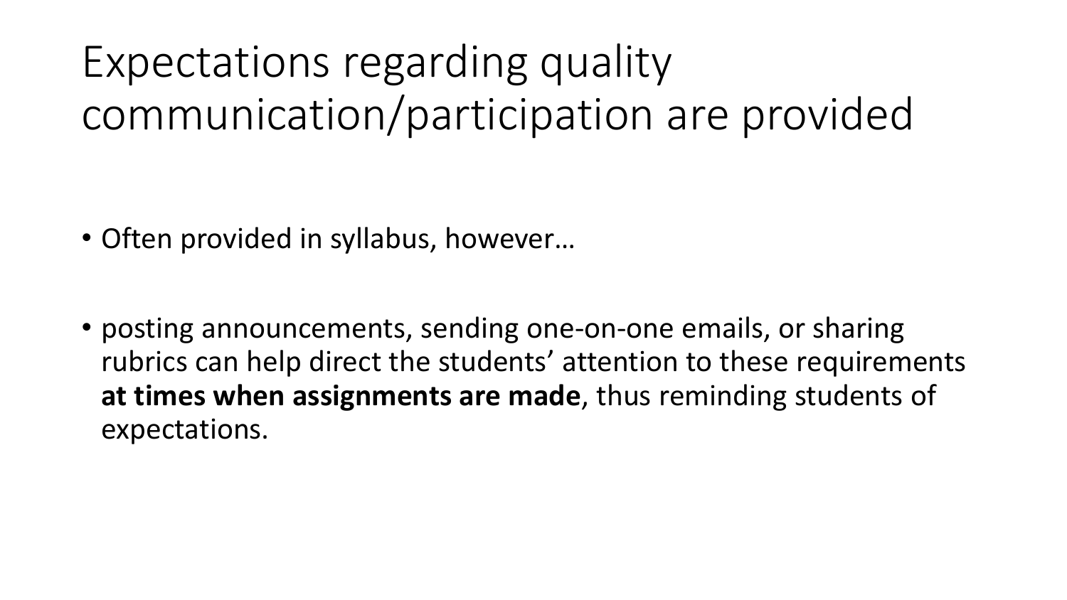# Expectations regarding quality communication/participation are provided

- Often provided in syllabus, however…
- posting announcements, sending one-on-one emails, or sharing rubrics can help direct the students' attention to these requirements **at times when assignments are made**, thus reminding students of expectations.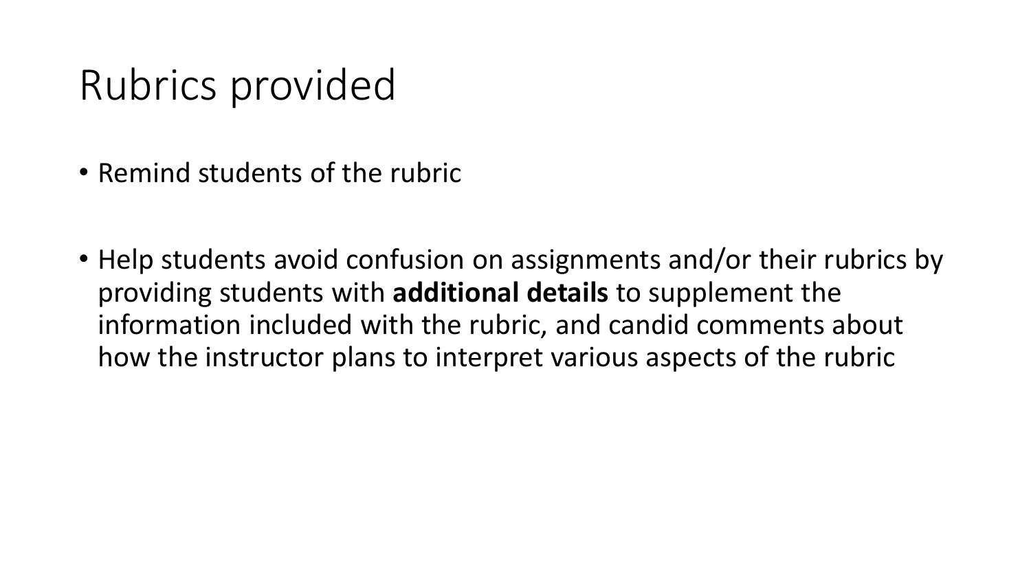# Rubrics provided

- Remind students of the rubric

- Help students avoid confusion on assignments and/or their rubrics by providing students with **additional details** to supplement the information included with the rubric, and candid comments about how the instructor plans to interpret various aspects of the rubric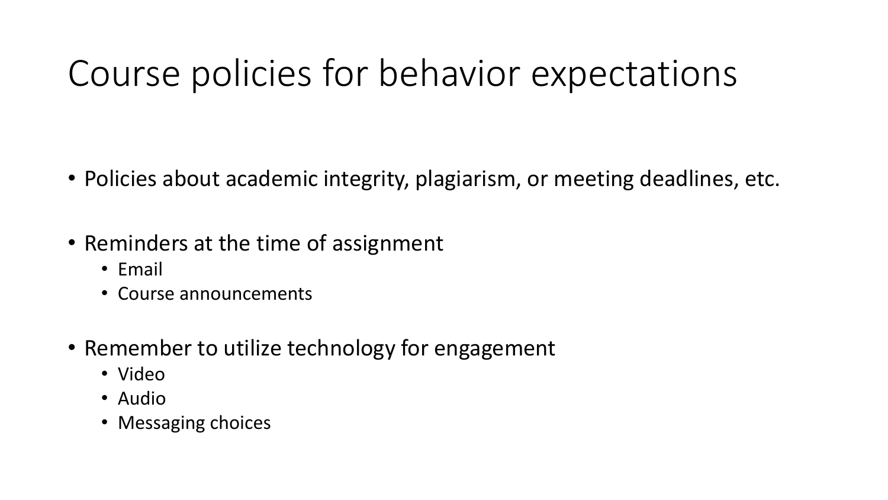# Course policies for behavior expectations

- Policies about academic integrity, plagiarism, or meeting deadlines, etc.

- Reminders at the time of assignment
  - Email
  - Course announcements

- Remember to utilize technology for engagement
  - Video
  - Audio
  - Messaging choices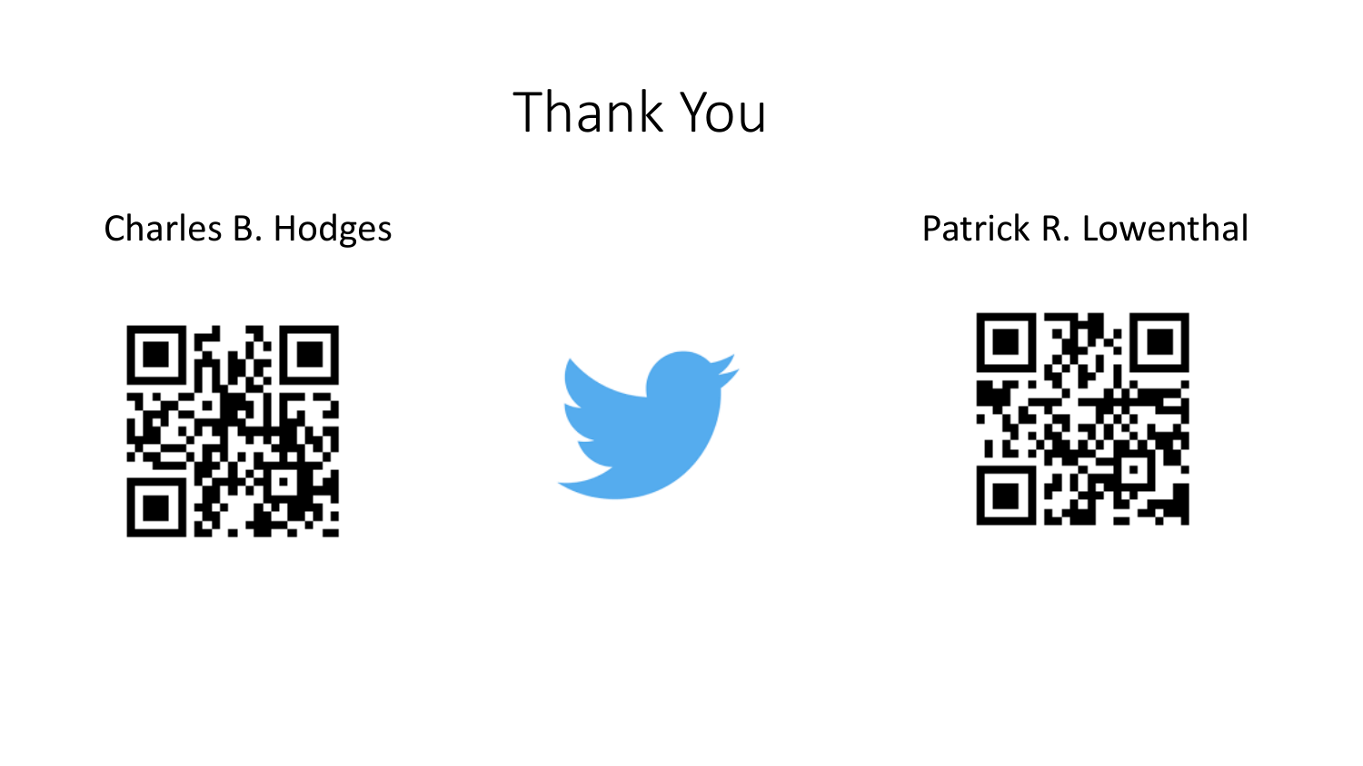# Thank You

Charles B. Hodges

Patrick R. Lowenthal